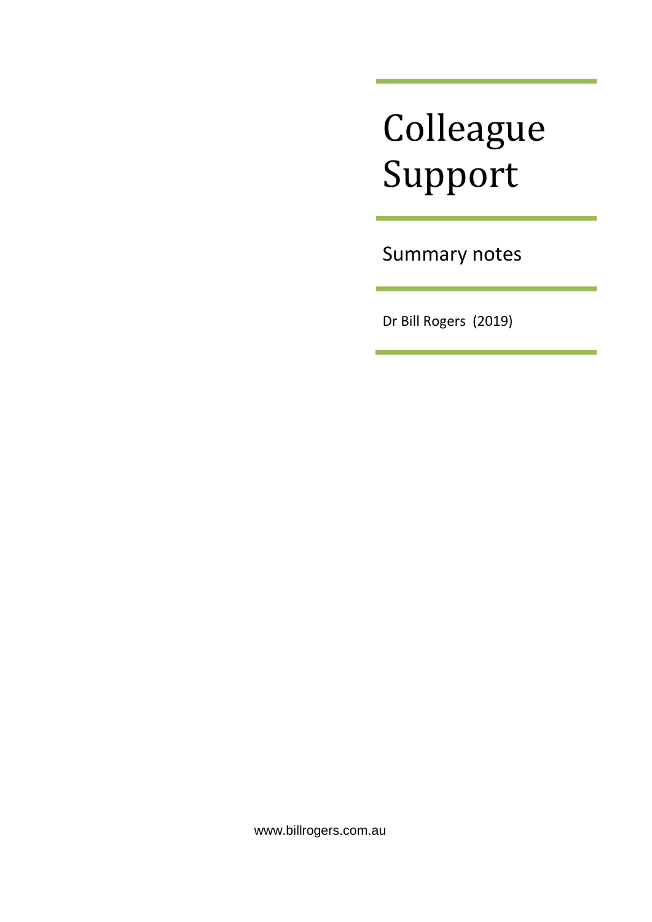# Colleague Support

## Summary notes

Dr Bill Rogers (2019)

www.billrogers.com.au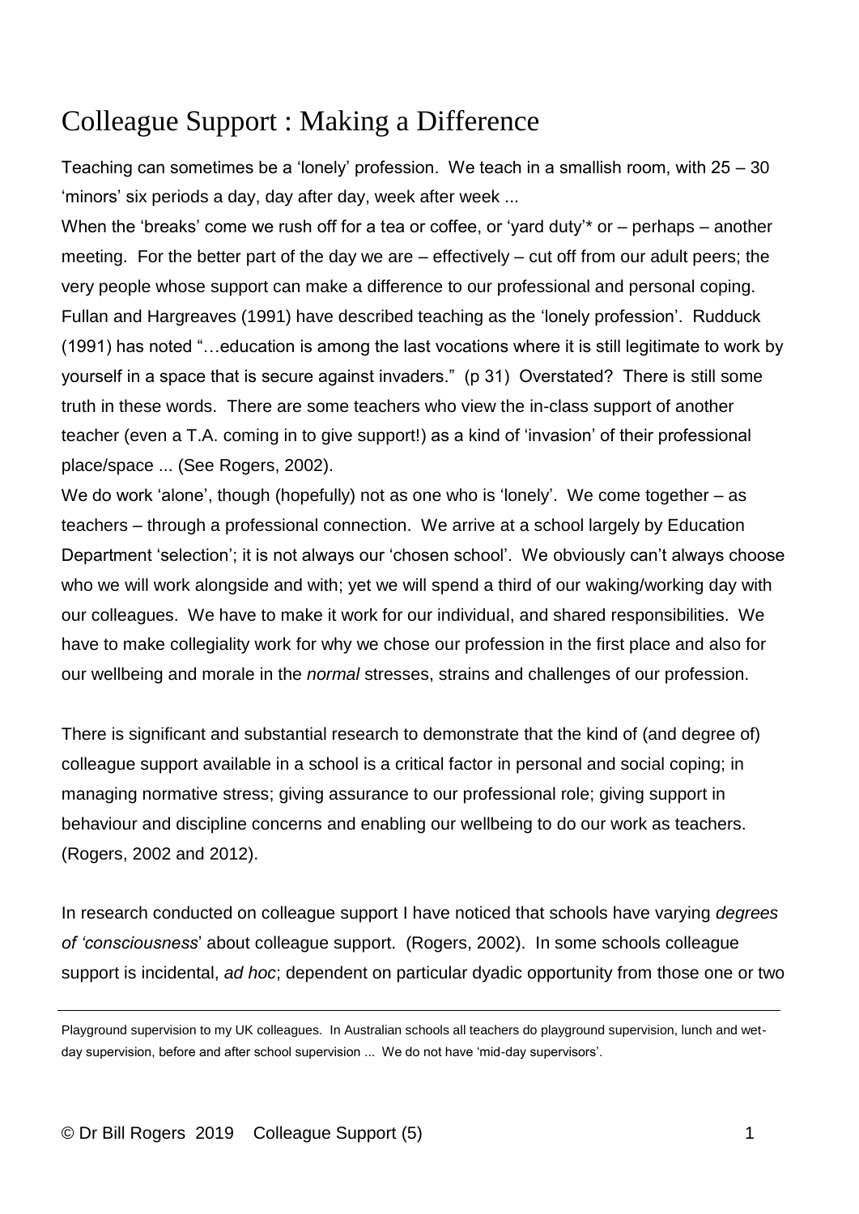# Colleague Support : Making a Difference

Teaching can sometimes be a 'lonely' profession. We teach in a smallish room, with 25 – 30 'minors' six periods a day, day after day, week after week ...

When the 'breaks' come we rush off for a tea or coffee, or 'yard duty'* or – perhaps – another meeting. For the better part of the day we are – effectively – cut off from our adult peers; the very people whose support can make a difference to our professional and personal coping. Fullan and Hargreaves (1991) have described teaching as the 'lonely profession'. Rudduck (1991) has noted "…education is among the last vocations where it is still legitimate to work by yourself in a space that is secure against invaders." (p 31) Overstated? There is still some truth in these words. There are some teachers who view the in-class support of another teacher (even a T.A. coming in to give support!) as a kind of 'invasion' of their professional place/space ... (See Rogers, 2002).

We do work 'alone', though (hopefully) not as one who is 'lonely'. We come together – as teachers – through a professional connection. We arrive at a school largely by Education Department 'selection'; it is not always our 'chosen school'. We obviously can't always choose who we will work alongside and with; yet we will spend a third of our waking/working day with our colleagues. We have to make it work for our individual, and shared responsibilities. We have to make collegiality work for why we chose our profession in the first place and also for our wellbeing and morale in the *normal* stresses, strains and challenges of our profession.

There is significant and substantial research to demonstrate that the kind of (and degree of) colleague support available in a school is a critical factor in personal and social coping; in managing normative stress; giving assurance to our professional role; giving support in behaviour and discipline concerns and enabling our wellbeing to do our work as teachers. (Rogers, 2002 and 2012).

In research conducted on colleague support I have noticed that schools have varying *degrees of 'consciousness*' about colleague support. (Rogers, 2002). In some schools colleague support is incidental, *ad hoc*; dependent on particular dyadic opportunity from those one or two

---

Playground supervision to my UK colleagues. In Australian schools all teachers do playground supervision, lunch and wet-day supervision, before and after school supervision ... We do not have 'mid-day supervisors'.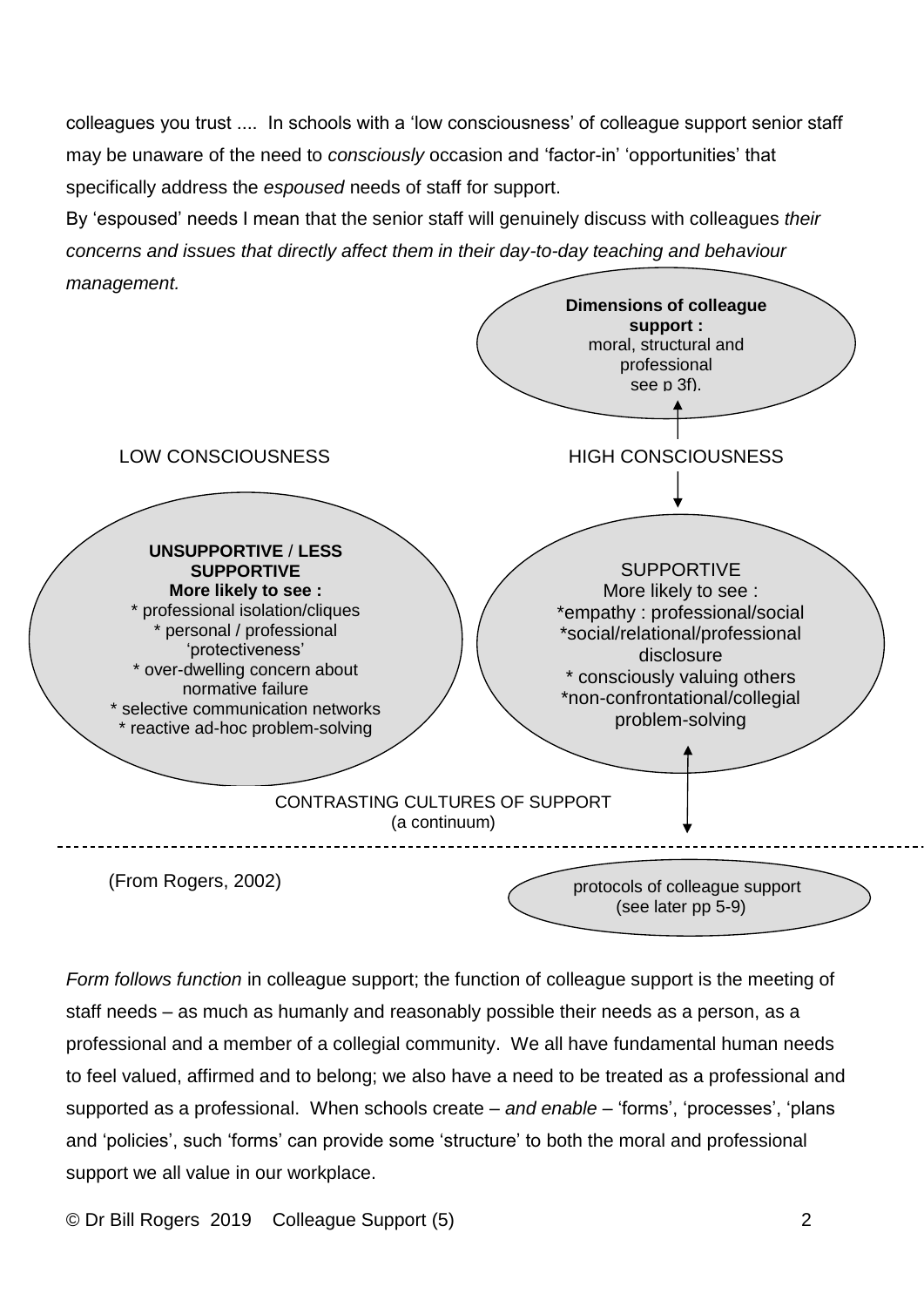colleagues you trust .... In schools with a 'low consciousness' of colleague support senior staff may be unaware of the need to *consciously* occasion and 'factor-in' 'opportunities' that specifically address the *espoused* needs of staff for support.

By 'espoused' needs I mean that the senior staff will genuinely discuss with colleagues *their concerns and issues that directly affect them in their day-to-day teaching and behaviour management.*

**Dimensions of colleague support :**
moral, structural and professional
see p 3f).

LOW CONSCIOUSNESS — HIGH CONSCIOUSNESS

**UNSUPPORTIVE / LESS SUPPORTIVE**
**More likely to see :**
* professional isolation/cliques
* personal / professional 'protectiveness'
* over-dwelling concern about normative failure
* selective communication networks
* reactive ad-hoc problem-solving

SUPPORTIVE
More likely to see :
*empathy : professional/social
*social/relational/professional disclosure
* consciously valuing others
*non-confrontational/collegial problem-solving

CONTRASTING CULTURES OF SUPPORT
(a continuum)

(From Rogers, 2002)

protocols of colleague support
(see later pp 5-9)

*Form follows function* in colleague support; the function of colleague support is the meeting of staff needs – as much as humanly and reasonably possible their needs as a person, as a professional and a member of a collegial community. We all have fundamental human needs to feel valued, affirmed and to belong; we also have a need to be treated as a professional and supported as a professional. When schools create – *and enable* – 'forms', 'processes', 'plans and 'policies', such 'forms' can provide some 'structure' to both the moral and professional support we all value in our workplace.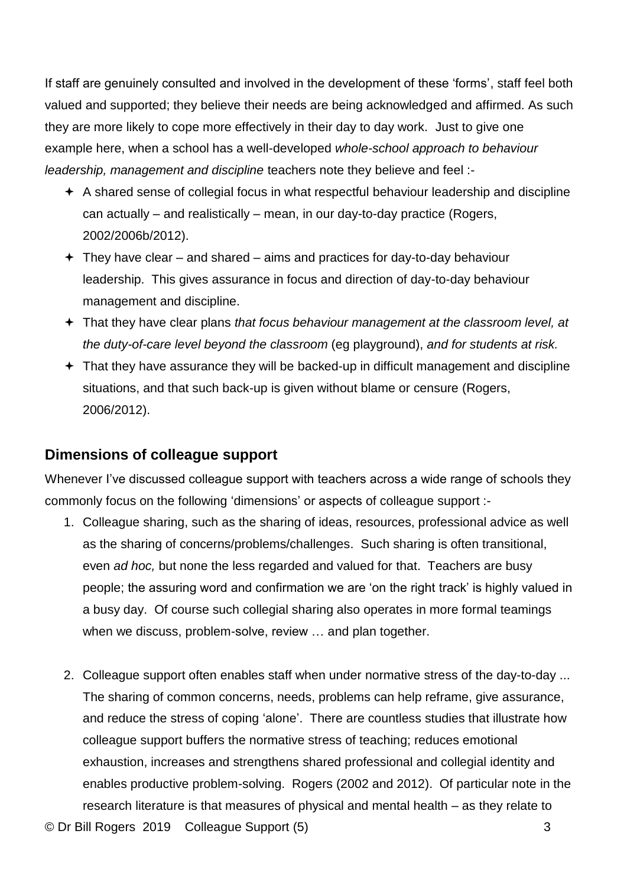If staff are genuinely consulted and involved in the development of these 'forms', staff feel both valued and supported; they believe their needs are being acknowledged and affirmed. As such they are more likely to cope more effectively in their day to day work. Just to give one example here, when a school has a well-developed *whole-school approach to behaviour leadership, management and discipline* teachers note they believe and feel :-

- A shared sense of collegial focus in what respectful behaviour leadership and discipline can actually – and realistically – mean, in our day-to-day practice (Rogers, 2002/2006b/2012).
- They have clear – and shared – aims and practices for day-to-day behaviour leadership. This gives assurance in focus and direction of day-to-day behaviour management and discipline.
- That they have clear plans *that focus behaviour management at the classroom level, at the duty-of-care level beyond the classroom* (eg playground), *and for students at risk.*
- That they have assurance they will be backed-up in difficult management and discipline situations, and that such back-up is given without blame or censure (Rogers, 2006/2012).

## Dimensions of colleague support

Whenever I've discussed colleague support with teachers across a wide range of schools they commonly focus on the following 'dimensions' or aspects of colleague support :-

1. Colleague sharing, such as the sharing of ideas, resources, professional advice as well as the sharing of concerns/problems/challenges. Such sharing is often transitional, even *ad hoc,* but none the less regarded and valued for that. Teachers are busy people; the assuring word and confirmation we are 'on the right track' is highly valued in a busy day. Of course such collegial sharing also operates in more formal teamings when we discuss, problem-solve, review … and plan together.

2. Colleague support often enables staff when under normative stress of the day-to-day ... The sharing of common concerns, needs, problems can help reframe, give assurance, and reduce the stress of coping 'alone'. There are countless studies that illustrate how colleague support buffers the normative stress of teaching; reduces emotional exhaustion, increases and strengthens shared professional and collegial identity and enables productive problem-solving. Rogers (2002 and 2012). Of particular note in the research literature is that measures of physical and mental health – as they relate to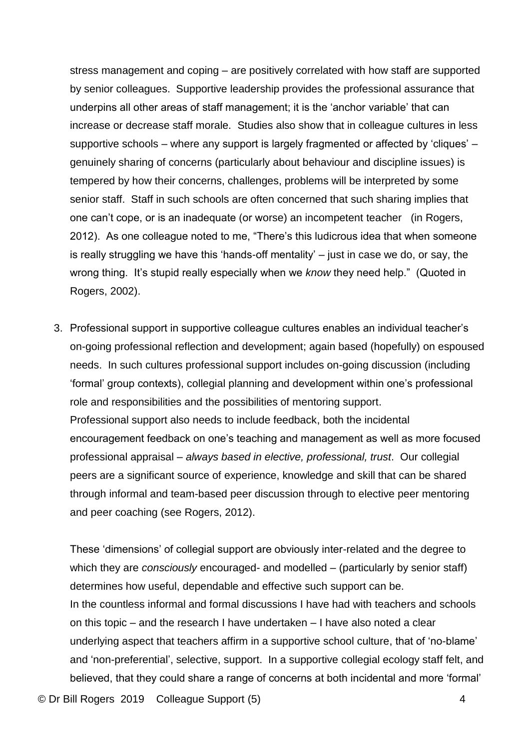stress management and coping – are positively correlated with how staff are supported by senior colleagues. Supportive leadership provides the professional assurance that underpins all other areas of staff management; it is the 'anchor variable' that can increase or decrease staff morale. Studies also show that in colleague cultures in less supportive schools – where any support is largely fragmented or affected by 'cliques' – genuinely sharing of concerns (particularly about behaviour and discipline issues) is tempered by how their concerns, challenges, problems will be interpreted by some senior staff. Staff in such schools are often concerned that such sharing implies that one can't cope, or is an inadequate (or worse) an incompetent teacher (in Rogers, 2012). As one colleague noted to me, "There's this ludicrous idea that when someone is really struggling we have this 'hands-off mentality' – just in case we do, or say, the wrong thing. It's stupid really especially when we *know* they need help." (Quoted in Rogers, 2002).

3. Professional support in supportive colleague cultures enables an individual teacher's on-going professional reflection and development; again based (hopefully) on espoused needs. In such cultures professional support includes on-going discussion (including 'formal' group contexts), collegial planning and development within one's professional role and responsibilities and the possibilities of mentoring support.
   Professional support also needs to include feedback, both the incidental encouragement feedback on one's teaching and management as well as more focused professional appraisal – *always based in elective, professional, trust*. Our collegial peers are a significant source of experience, knowledge and skill that can be shared through informal and team-based peer discussion through to elective peer mentoring and peer coaching (see Rogers, 2012).

   These 'dimensions' of collegial support are obviously inter-related and the degree to which they are *consciously* encouraged- and modelled – (particularly by senior staff) determines how useful, dependable and effective such support can be.
   In the countless informal and formal discussions I have had with teachers and schools on this topic – and the research I have undertaken – I have also noted a clear underlying aspect that teachers affirm in a supportive school culture, that of 'no-blame' and 'non-preferential', selective, support. In a supportive collegial ecology staff felt, and believed, that they could share a range of concerns at both incidental and more 'formal'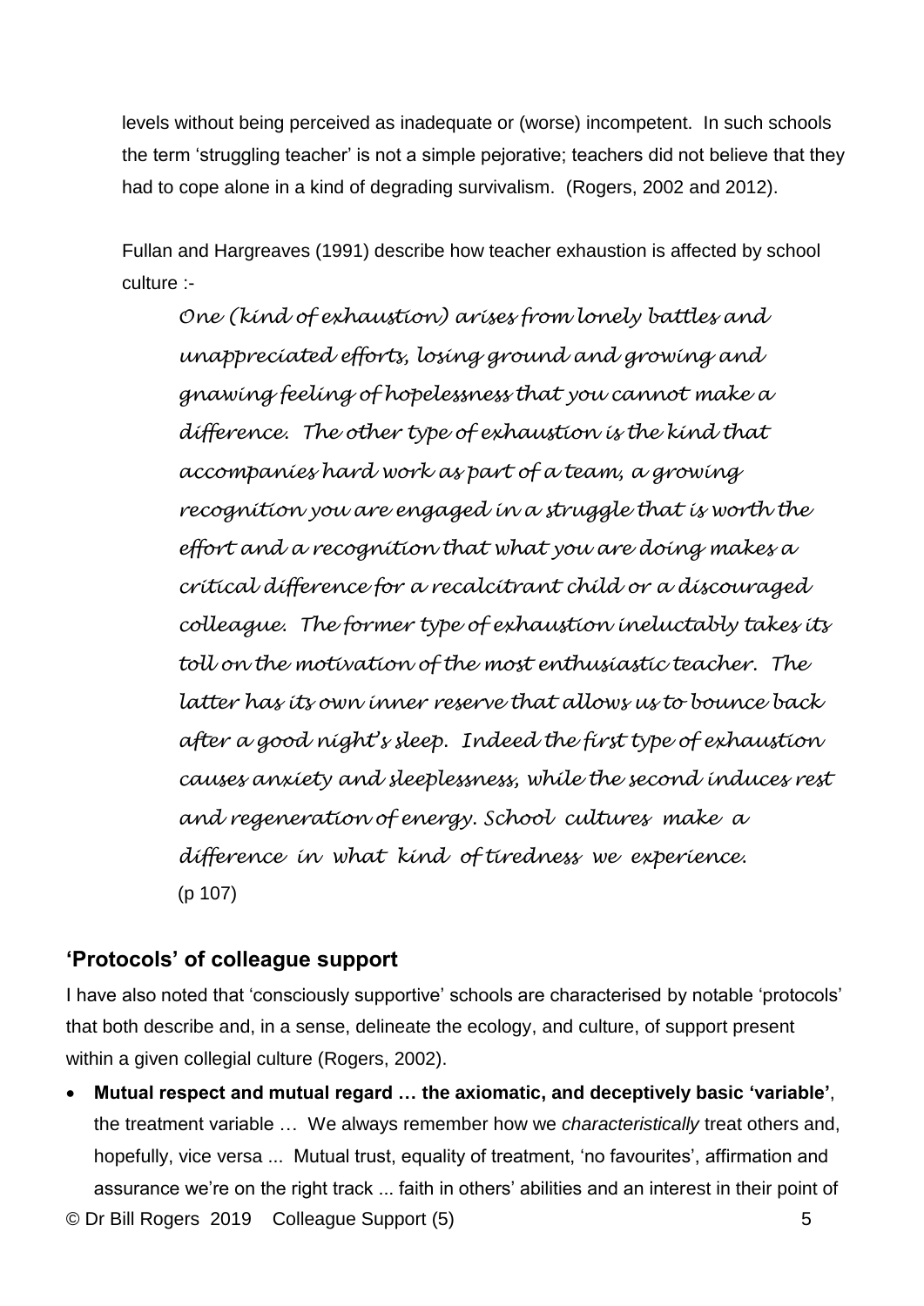levels without being perceived as inadequate or (worse) incompetent. In such schools the term 'struggling teacher' is not a simple pejorative; teachers did not believe that they had to cope alone in a kind of degrading survivalism. (Rogers, 2002 and 2012).

Fullan and Hargreaves (1991) describe how teacher exhaustion is affected by school culture :-

> *One (kind of exhaustion) arises from lonely battles and unappreciated efforts, losing ground and growing and gnawing feeling of hopelessness that you cannot make a difference. The other type of exhaustion is the kind that accompanies hard work as part of a team, a growing recognition you are engaged in a struggle that is worth the effort and a recognition that what you are doing makes a critical difference for a recalcitrant child or a discouraged colleague. The former type of exhaustion ineluctably takes its toll on the motivation of the most enthusiastic teacher. The latter has its own inner reserve that allows us to bounce back after a good night's sleep. Indeed the first type of exhaustion causes anxiety and sleeplessness, while the second induces rest and regeneration of energy. School cultures make a difference in what kind of tiredness we experience.*
> (p 107)

## 'Protocols' of colleague support

I have also noted that 'consciously supportive' schools are characterised by notable 'protocols' that both describe and, in a sense, delineate the ecology, and culture, of support present within a given collegial culture (Rogers, 2002).

- **Mutual respect and mutual regard … the axiomatic, and deceptively basic 'variable'**, the treatment variable … We always remember how we *characteristically* treat others and, hopefully, vice versa ... Mutual trust, equality of treatment, 'no favourites', affirmation and assurance we're on the right track ... faith in others' abilities and an interest in their point of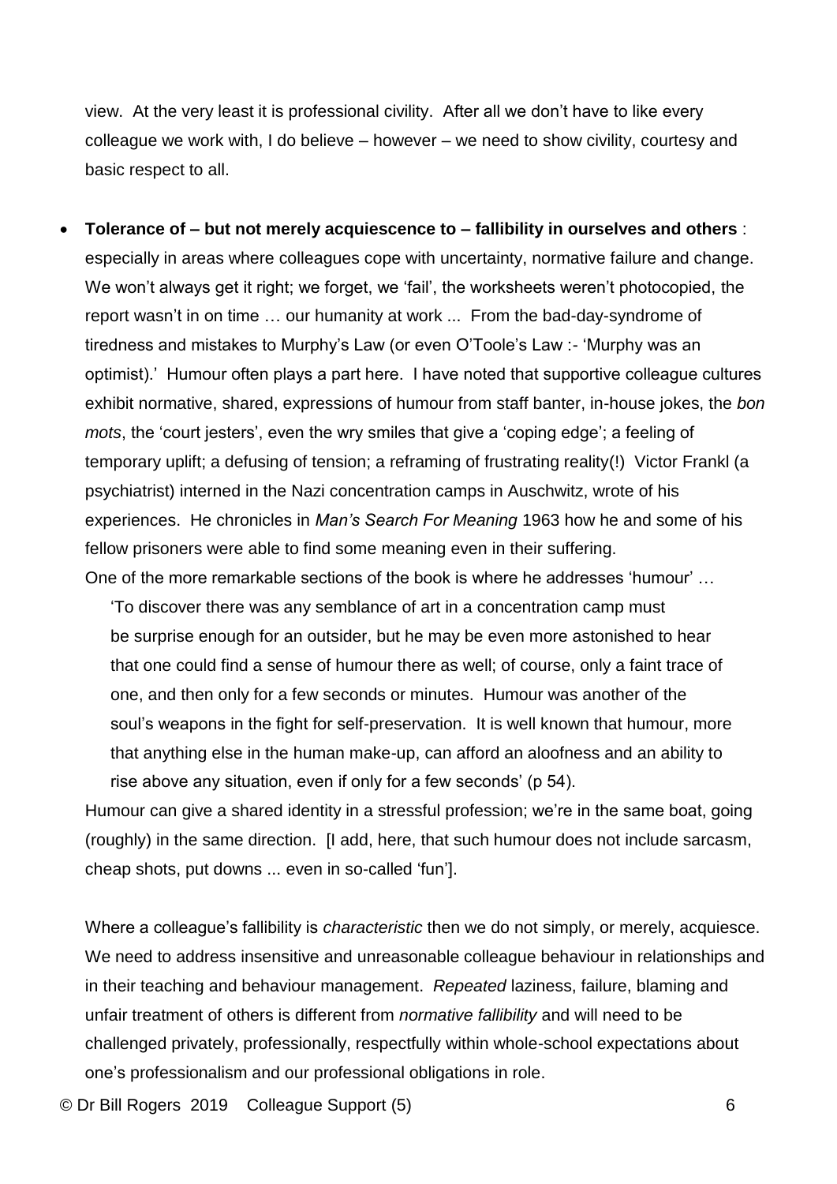view. At the very least it is professional civility. After all we don't have to like every colleague we work with, I do believe – however – we need to show civility, courtesy and basic respect to all.

- **Tolerance of – but not merely acquiescence to – fallibility in ourselves and others** : especially in areas where colleagues cope with uncertainty, normative failure and change. We won't always get it right; we forget, we 'fail', the worksheets weren't photocopied, the report wasn't in on time … our humanity at work ... From the bad-day-syndrome of tiredness and mistakes to Murphy's Law (or even O'Toole's Law :- 'Murphy was an optimist).' Humour often plays a part here. I have noted that supportive colleague cultures exhibit normative, shared, expressions of humour from staff banter, in-house jokes, the *bon mots*, the 'court jesters', even the wry smiles that give a 'coping edge'; a feeling of temporary uplift; a defusing of tension; a reframing of frustrating reality(!) Victor Frankl (a psychiatrist) interned in the Nazi concentration camps in Auschwitz, wrote of his experiences. He chronicles in *Man's Search For Meaning* 1963 how he and some of his fellow prisoners were able to find some meaning even in their suffering.

  One of the more remarkable sections of the book is where he addresses 'humour' …

  > 'To discover there was any semblance of art in a concentration camp must be surprise enough for an outsider, but he may be even more astonished to hear that one could find a sense of humour there as well; of course, only a faint trace of one, and then only for a few seconds or minutes. Humour was another of the soul's weapons in the fight for self-preservation. It is well known that humour, more that anything else in the human make-up, can afford an aloofness and an ability to rise above any situation, even if only for a few seconds' (p 54).

  Humour can give a shared identity in a stressful profession; we're in the same boat, going (roughly) in the same direction. [I add, here, that such humour does not include sarcasm, cheap shots, put downs ... even in so-called 'fun'].

  Where a colleague's fallibility is *characteristic* then we do not simply, or merely, acquiesce. We need to address insensitive and unreasonable colleague behaviour in relationships and in their teaching and behaviour management. *Repeated* laziness, failure, blaming and unfair treatment of others is different from *normative fallibility* and will need to be challenged privately, professionally, respectfully within whole-school expectations about one's professionalism and our professional obligations in role.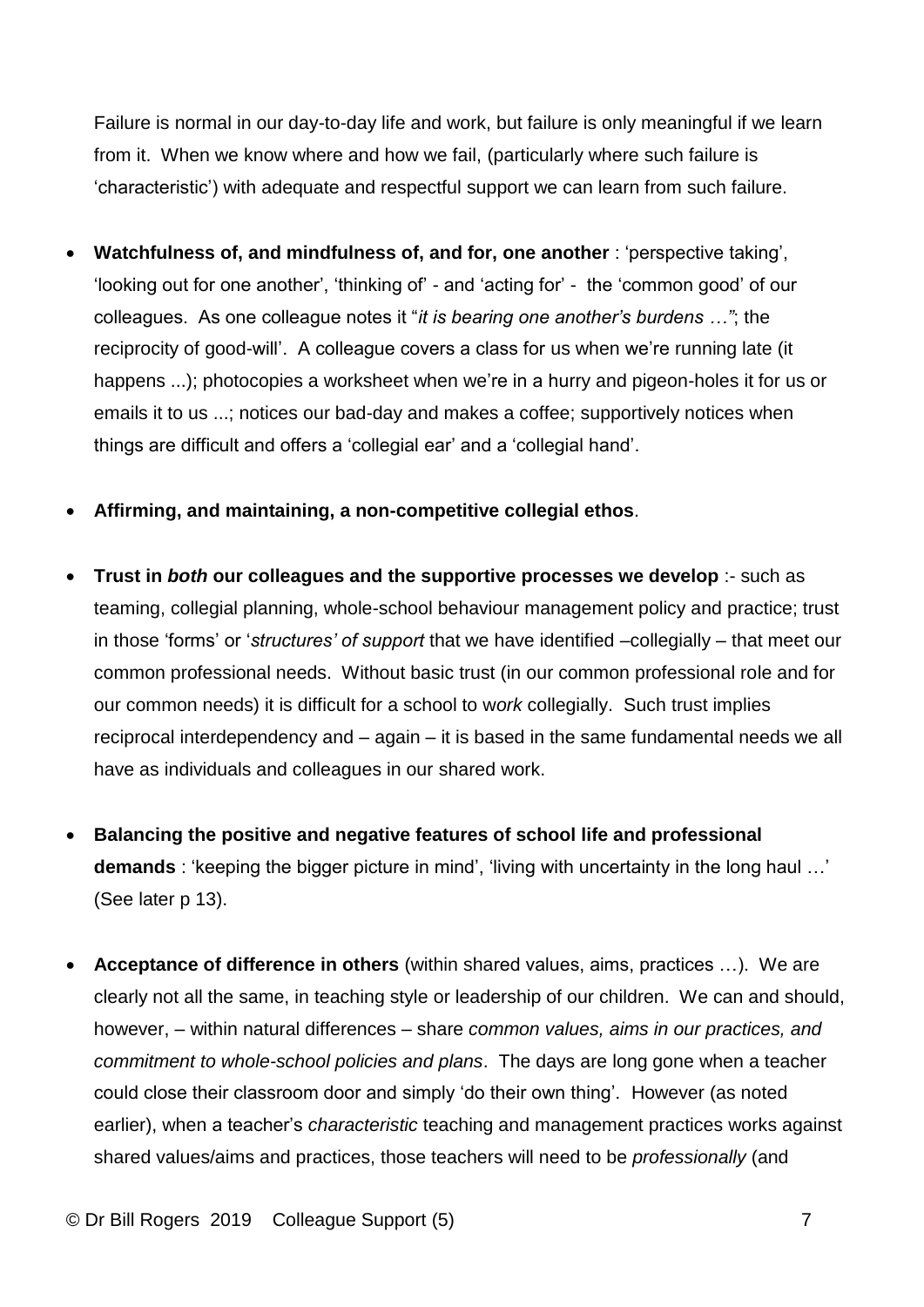Failure is normal in our day-to-day life and work, but failure is only meaningful if we learn from it. When we know where and how we fail, (particularly where such failure is 'characteristic') with adequate and respectful support we can learn from such failure.

- **Watchfulness of, and mindfulness of, and for, one another** : 'perspective taking', 'looking out for one another', 'thinking of' - and 'acting for' - the 'common good' of our colleagues. As one colleague notes it "*it is bearing one another's burdens …"*; the reciprocity of good-will'. A colleague covers a class for us when we're running late (it happens ...); photocopies a worksheet when we're in a hurry and pigeon-holes it for us or emails it to us ...; notices our bad-day and makes a coffee; supportively notices when things are difficult and offers a 'collegial ear' and a 'collegial hand'.

- **Affirming, and maintaining, a non-competitive collegial ethos**.

- **Trust in *both* our colleagues and the supportive processes we develop** :- such as teaming, collegial planning, whole-school behaviour management policy and practice; trust in those 'forms' or '*structures' of support* that we have identified –collegially – that meet our common professional needs. Without basic trust (in our common professional role and for our common needs) it is difficult for a school to w*ork* collegially. Such trust implies reciprocal interdependency and – again – it is based in the same fundamental needs we all have as individuals and colleagues in our shared work.

- **Balancing the positive and negative features of school life and professional demands** : 'keeping the bigger picture in mind', 'living with uncertainty in the long haul …' (See later p 13).

- **Acceptance of difference in others** (within shared values, aims, practices …). We are clearly not all the same, in teaching style or leadership of our children. We can and should, however, – within natural differences – share *common values, aims in our practices, and commitment to whole-school policies and plans*. The days are long gone when a teacher could close their classroom door and simply 'do their own thing'. However (as noted earlier), when a teacher's *characteristic* teaching and management practices works against shared values/aims and practices, those teachers will need to be *professionally* (and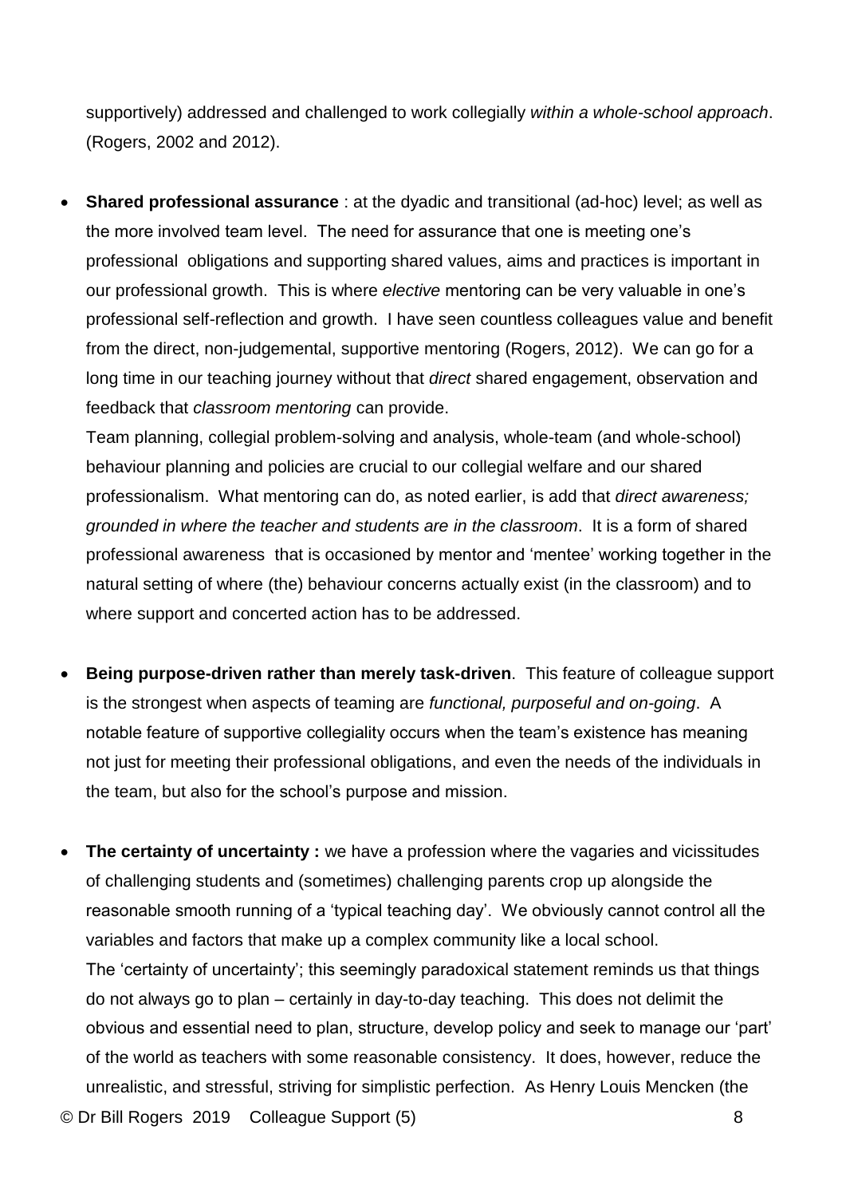supportively) addressed and challenged to work collegially *within a whole-school approach*. (Rogers, 2002 and 2012).

- **Shared professional assurance** : at the dyadic and transitional (ad-hoc) level; as well as the more involved team level. The need for assurance that one is meeting one's professional obligations and supporting shared values, aims and practices is important in our professional growth. This is where *elective* mentoring can be very valuable in one's professional self-reflection and growth. I have seen countless colleagues value and benefit from the direct, non-judgemental, supportive mentoring (Rogers, 2012). We can go for a long time in our teaching journey without that *direct* shared engagement, observation and feedback that *classroom mentoring* can provide.

  Team planning, collegial problem-solving and analysis, whole-team (and whole-school) behaviour planning and policies are crucial to our collegial welfare and our shared professionalism. What mentoring can do, as noted earlier, is add that *direct awareness; grounded in where the teacher and students are in the classroom*. It is a form of shared professional awareness that is occasioned by mentor and 'mentee' working together in the natural setting of where (the) behaviour concerns actually exist (in the classroom) and to where support and concerted action has to be addressed.

- **Being purpose-driven rather than merely task-driven**. This feature of colleague support is the strongest when aspects of teaming are *functional, purposeful and on-going*. A notable feature of supportive collegiality occurs when the team's existence has meaning not just for meeting their professional obligations, and even the needs of the individuals in the team, but also for the school's purpose and mission.

- **The certainty of uncertainty :** we have a profession where the vagaries and vicissitudes of challenging students and (sometimes) challenging parents crop up alongside the reasonable smooth running of a 'typical teaching day'. We obviously cannot control all the variables and factors that make up a complex community like a local school.

  The 'certainty of uncertainty'; this seemingly paradoxical statement reminds us that things do not always go to plan – certainly in day-to-day teaching. This does not delimit the obvious and essential need to plan, structure, develop policy and seek to manage our 'part' of the world as teachers with some reasonable consistency. It does, however, reduce the unrealistic, and stressful, striving for simplistic perfection. As Henry Louis Mencken (the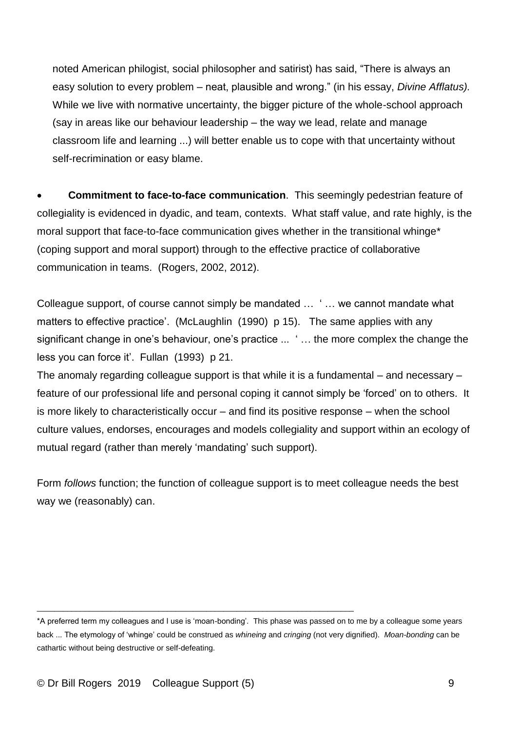noted American philogist, social philosopher and satirist) has said, "There is always an easy solution to every problem – neat, plausible and wrong." (in his essay, *Divine Afflatus).* While we live with normative uncertainty, the bigger picture of the whole-school approach (say in areas like our behaviour leadership – the way we lead, relate and manage classroom life and learning ...) will better enable us to cope with that uncertainty without self-recrimination or easy blame.

- **Commitment to face-to-face communication**. This seemingly pedestrian feature of collegiality is evidenced in dyadic, and team, contexts. What staff value, and rate highly, is the moral support that face-to-face communication gives whether in the transitional whinge* (coping support and moral support) through to the effective practice of collaborative communication in teams. (Rogers, 2002, 2012).

Colleague support, of course cannot simply be mandated … ' … we cannot mandate what matters to effective practice'. (McLaughlin (1990) p 15). The same applies with any significant change in one's behaviour, one's practice ... ' … the more complex the change the less you can force it'. Fullan (1993) p 21.

The anomaly regarding colleague support is that while it is a fundamental – and necessary – feature of our professional life and personal coping it cannot simply be 'forced' on to others. It is more likely to characteristically occur – and find its positive response – when the school culture values, endorses, encourages and models collegiality and support within an ecology of mutual regard (rather than merely 'mandating' such support).

Form *follows* function; the function of colleague support is to meet colleague needs the best way we (reasonably) can.

---

*A preferred term my colleagues and I use is 'moan-bonding'. This phase was passed on to me by a colleague some years back ... The etymology of 'whinge' could be construed as *whineing* and *cringing* (not very dignified). *Moan-bonding* can be cathartic without being destructive or self-defeating.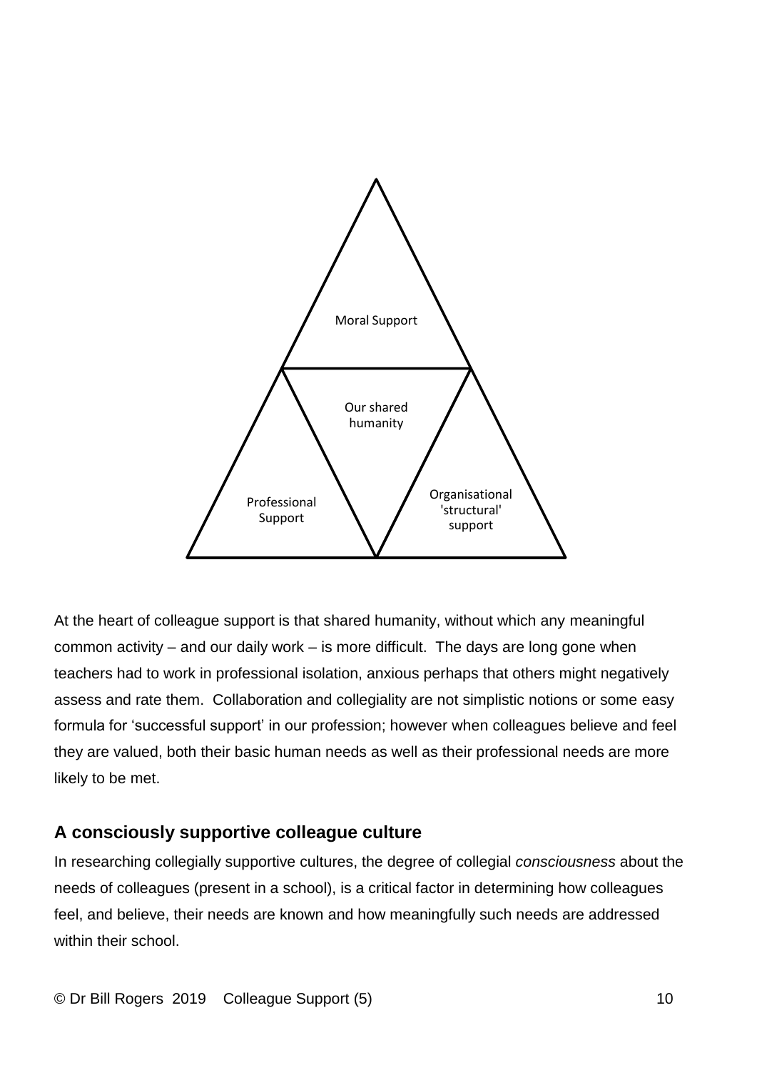Moral Support

Our shared humanity

Professional Support

Organisational 'structural' support

At the heart of colleague support is that shared humanity, without which any meaningful common activity – and our daily work – is more difficult. The days are long gone when teachers had to work in professional isolation, anxious perhaps that others might negatively assess and rate them. Collaboration and collegiality are not simplistic notions or some easy formula for 'successful support' in our profession; however when colleagues believe and feel they are valued, both their basic human needs as well as their professional needs are more likely to be met.

### A consciously supportive colleague culture

In researching collegially supportive cultures, the degree of collegial *consciousness* about the needs of colleagues (present in a school), is a critical factor in determining how colleagues feel, and believe, their needs are known and how meaningfully such needs are addressed within their school.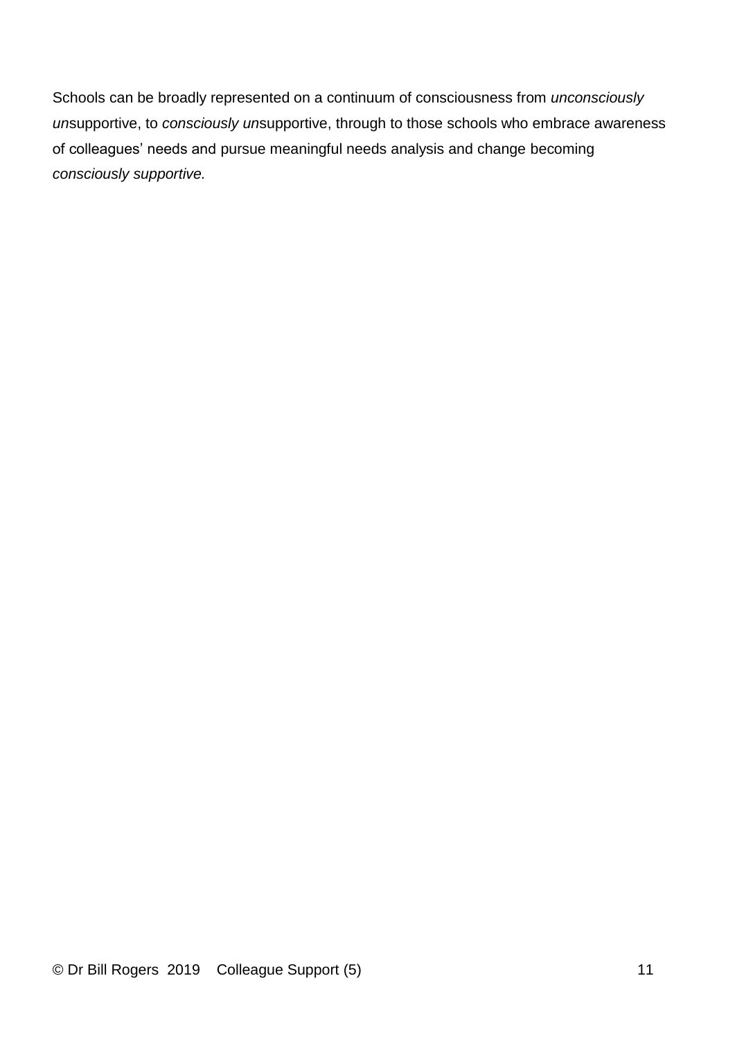Schools can be broadly represented on a continuum of consciousness from *unconsciously un*supportive, to *consciously un*supportive, through to those schools who embrace awareness of colleagues' needs and pursue meaningful needs analysis and change becoming *consciously supportive.*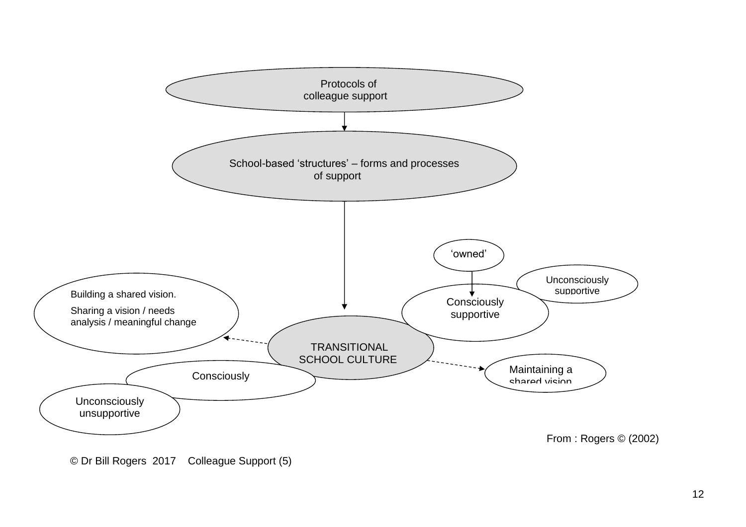Protocols of colleague support

School-based 'structures' – forms and processes of support

'owned'

Unconsciously supportive

Building a shared vision.

Sharing a vision / needs analysis / meaningful change

Consciously supportive

TRANSITIONAL SCHOOL CULTURE

Maintaining a shared vision

Consciously

Unconsciously unsupportive

From : Rogers © (2002)

© Dr Bill Rogers 2017 Colleague Support (5)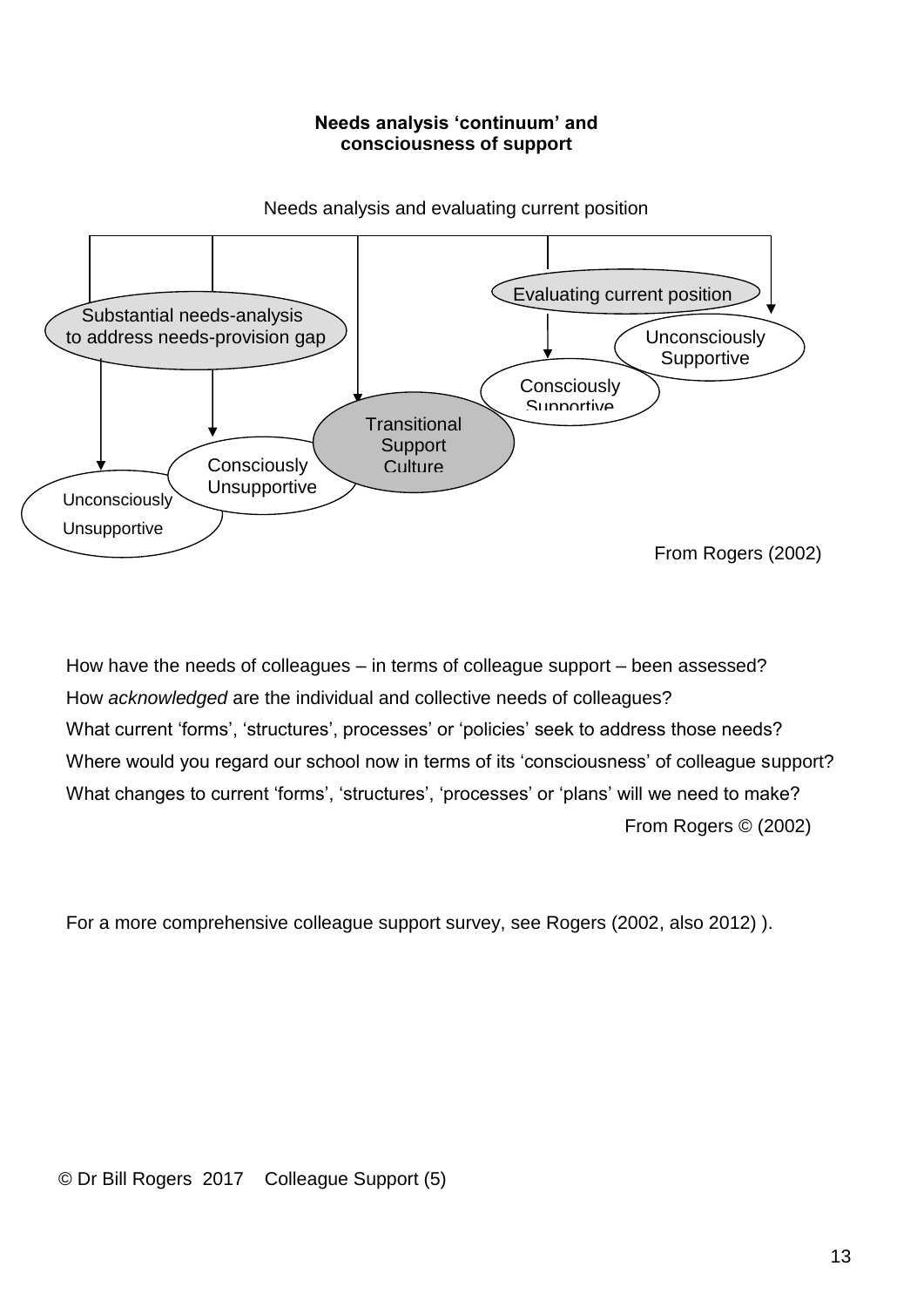**Needs analysis 'continuum' and consciousness of support**

Needs analysis and evaluating current position

Substantial needs-analysis to address needs-provision gap

Evaluating current position

Unconsciously Supportive

Consciously Supportive

Transitional Support Culture

Consciously Unsupportive

Unconsciously Unsupportive

From Rogers (2002)

How have the needs of colleagues – in terms of colleague support – been assessed?
How *acknowledged* are the individual and collective needs of colleagues?
What current 'forms', 'structures', processes' or 'policies' seek to address those needs?
Where would you regard our school now in terms of its 'consciousness' of colleague support?
What changes to current 'forms', 'structures', 'processes' or 'plans' will we need to make?

From Rogers © (2002)

For a more comprehensive colleague support survey, see Rogers (2002, also 2012) ).

© Dr Bill Rogers 2017 Colleague Support (5)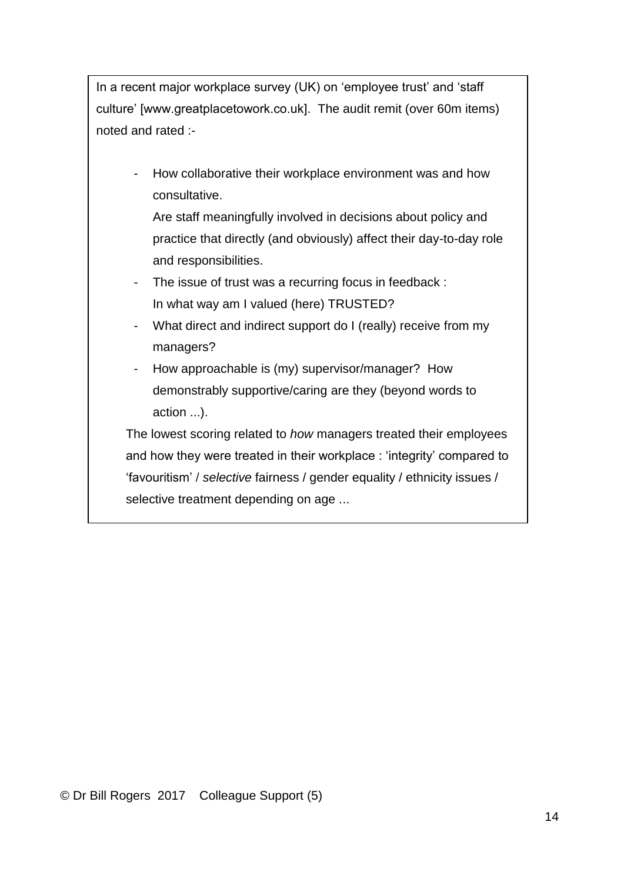In a recent major workplace survey (UK) on 'employee trust' and 'staff culture' [www.greatplacetowork.co.uk]. The audit remit (over 60m items) noted and rated :-

- How collaborative their workplace environment was and how consultative.
  Are staff meaningfully involved in decisions about policy and practice that directly (and obviously) affect their day-to-day role and responsibilities.
- The issue of trust was a recurring focus in feedback :
  In what way am I valued (here) TRUSTED?
- What direct and indirect support do I (really) receive from my managers?
- How approachable is (my) supervisor/manager? How demonstrably supportive/caring are they (beyond words to action ...).

The lowest scoring related to *how* managers treated their employees and how they were treated in their workplace : 'integrity' compared to 'favouritism' / *selective* fairness / gender equality / ethnicity issues / selective treatment depending on age ...

© Dr Bill Rogers 2017 Colleague Support (5)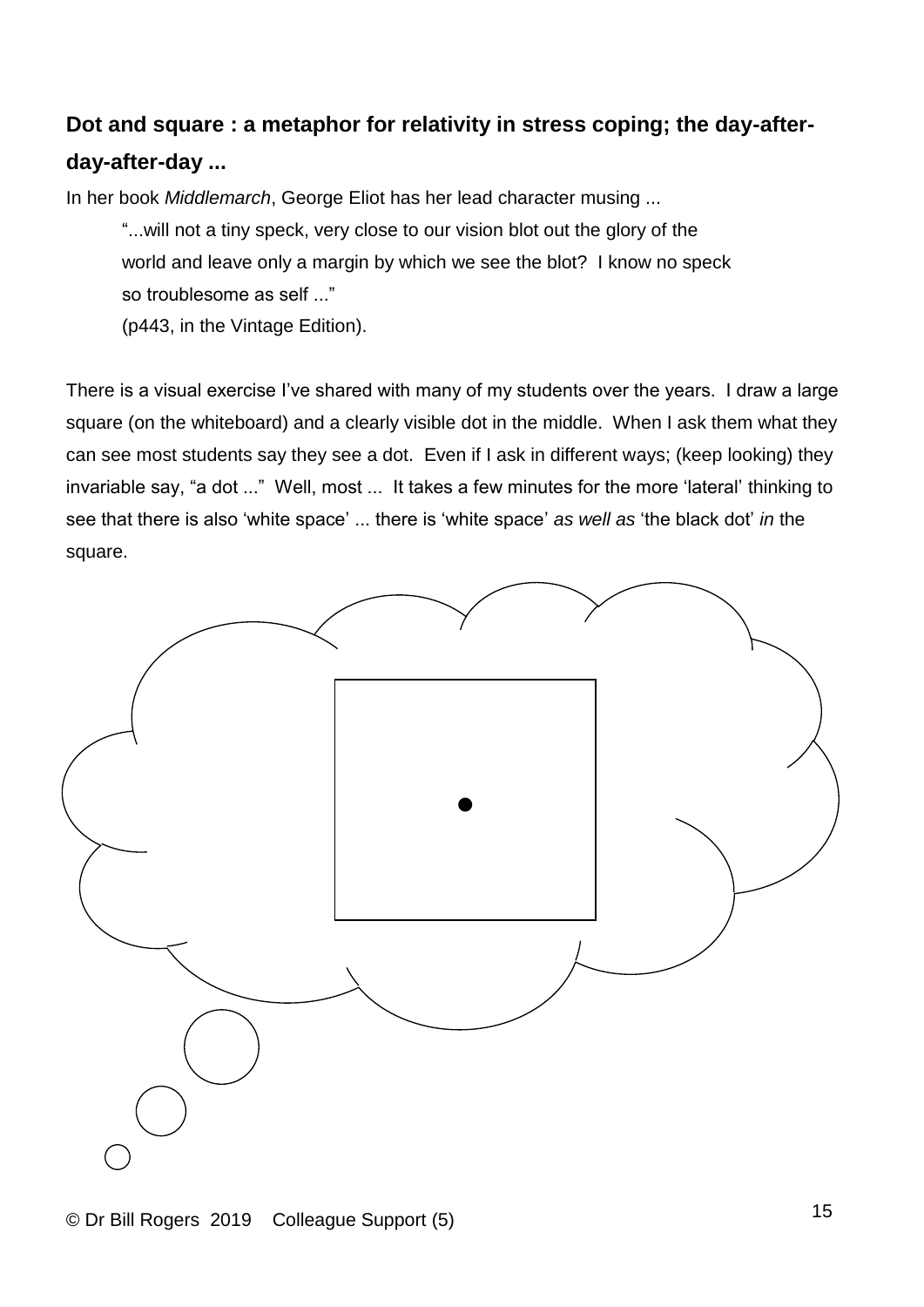## Dot and square : a metaphor for relativity in stress coping; the day-after-day-after-day ...

In her book *Middlemarch*, George Eliot has her lead character musing ...

> "...will not a tiny speck, very close to our vision blot out the glory of the world and leave only a margin by which we see the blot? I know no speck so troublesome as self ..."
>
> (p443, in the Vintage Edition).

There is a visual exercise I've shared with many of my students over the years. I draw a large square (on the whiteboard) and a clearly visible dot in the middle. When I ask them what they can see most students say they see a dot. Even if I ask in different ways; (keep looking) they invariable say, "a dot ..." Well, most ... It takes a few minutes for the more 'lateral' thinking to see that there is also 'white space' ... there is 'white space' *as well as* 'the black dot' *in* the square.

© Dr Bill Rogers 2019 Colleague Support (5)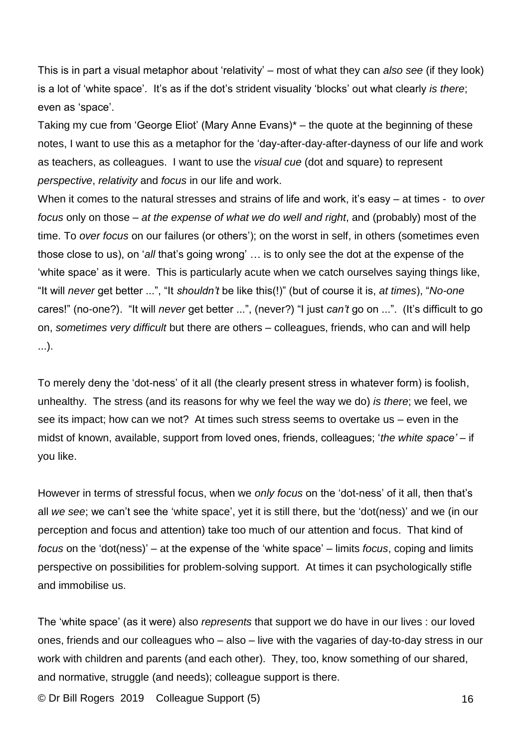This is in part a visual metaphor about 'relativity' – most of what they can *also see* (if they look) is a lot of 'white space'. It's as if the dot's strident visuality 'blocks' out what clearly *is there*; even as 'space'.

Taking my cue from 'George Eliot' (Mary Anne Evans)* – the quote at the beginning of these notes, I want to use this as a metaphor for the 'day-after-day-after-dayness of our life and work as teachers, as colleagues. I want to use the *visual cue* (dot and square) to represent *perspective*, *relativity* and *focus* in our life and work.

When it comes to the natural stresses and strains of life and work, it's easy – at times - to *over focus* only on those – *at the expense of what we do well and right*, and (probably) most of the time. To *over focus* on our failures (or others'); on the worst in self, in others (sometimes even those close to us), on '*all* that's going wrong' … is to only see the dot at the expense of the 'white space' as it were. This is particularly acute when we catch ourselves saying things like, "It will *never* get better ...", "It *shouldn't* be like this(!)" (but of course it is, *at times*), "*No-one* cares!" (no-one?). "It will *never* get better ...", (never?) "I just *can't* go on ...". (It's difficult to go on, *sometimes very difficult* but there are others – colleagues, friends, who can and will help ...).

To merely deny the 'dot-ness' of it all (the clearly present stress in whatever form) is foolish, unhealthy. The stress (and its reasons for why we feel the way we do) *is there*; we feel, we see its impact; how can we not? At times such stress seems to overtake us – even in the midst of known, available, support from loved ones, friends, colleagues; '*the white space'* – if you like.

However in terms of stressful focus, when we *only focus* on the 'dot-ness' of it all, then that's all *we see*; we can't see the 'white space', yet it is still there, but the 'dot(ness)' and we (in our perception and focus and attention) take too much of our attention and focus. That kind of *focus* on the 'dot(ness)' – at the expense of the 'white space' – limits *focus*, coping and limits perspective on possibilities for problem-solving support. At times it can psychologically stifle and immobilise us.

The 'white space' (as it were) also *represents* that support we do have in our lives : our loved ones, friends and our colleagues who – also – live with the vagaries of day-to-day stress in our work with children and parents (and each other). They, too, know something of our shared, and normative, struggle (and needs); colleague support is there.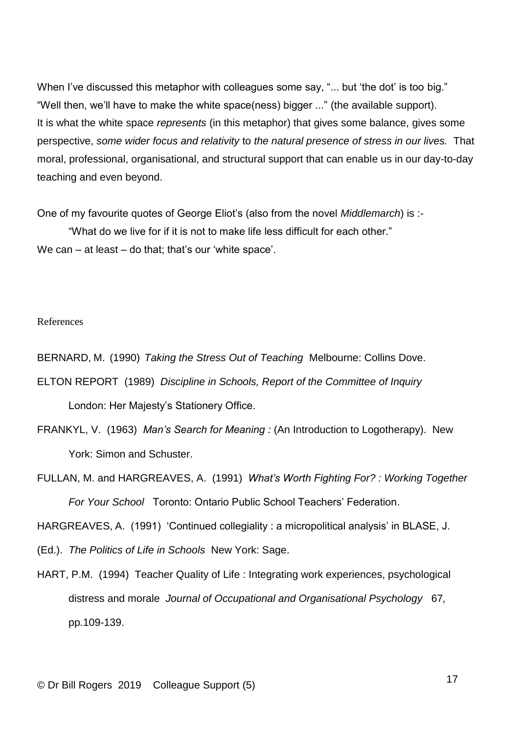When I've discussed this metaphor with colleagues some say, "... but 'the dot' is too big." "Well then, we'll have to make the white space(ness) bigger ..." (the available support). It is what the white space *represents* (in this metaphor) that gives some balance, gives some perspective, *some wider focus and relativity* to *the natural presence of stress in our lives.* That moral, professional, organisational, and structural support that can enable us in our day-to-day teaching and even beyond.

One of my favourite quotes of George Eliot's (also from the novel *Middlemarch*) is :-

> "What do we live for if it is not to make life less difficult for each other."

We can – at least – do that; that's our 'white space'.

References

BERNARD, M. (1990) *Taking the Stress Out of Teaching* Melbourne: Collins Dove.

ELTON REPORT (1989) *Discipline in Schools, Report of the Committee of Inquiry* London: Her Majesty's Stationery Office.

FRANKYL, V. (1963) *Man's Search for Meaning :* (An Introduction to Logotherapy). New York: Simon and Schuster.

FULLAN, M. and HARGREAVES, A. (1991) *What's Worth Fighting For? : Working Together For Your School* Toronto: Ontario Public School Teachers' Federation.

HARGREAVES, A. (1991) 'Continued collegiality : a micropolitical analysis' in BLASE, J. (Ed.). *The Politics of Life in Schools* New York: Sage.

HART, P.M. (1994) Teacher Quality of Life : Integrating work experiences, psychological distress and morale *Journal of Occupational and Organisational Psychology* 67, pp.109-139.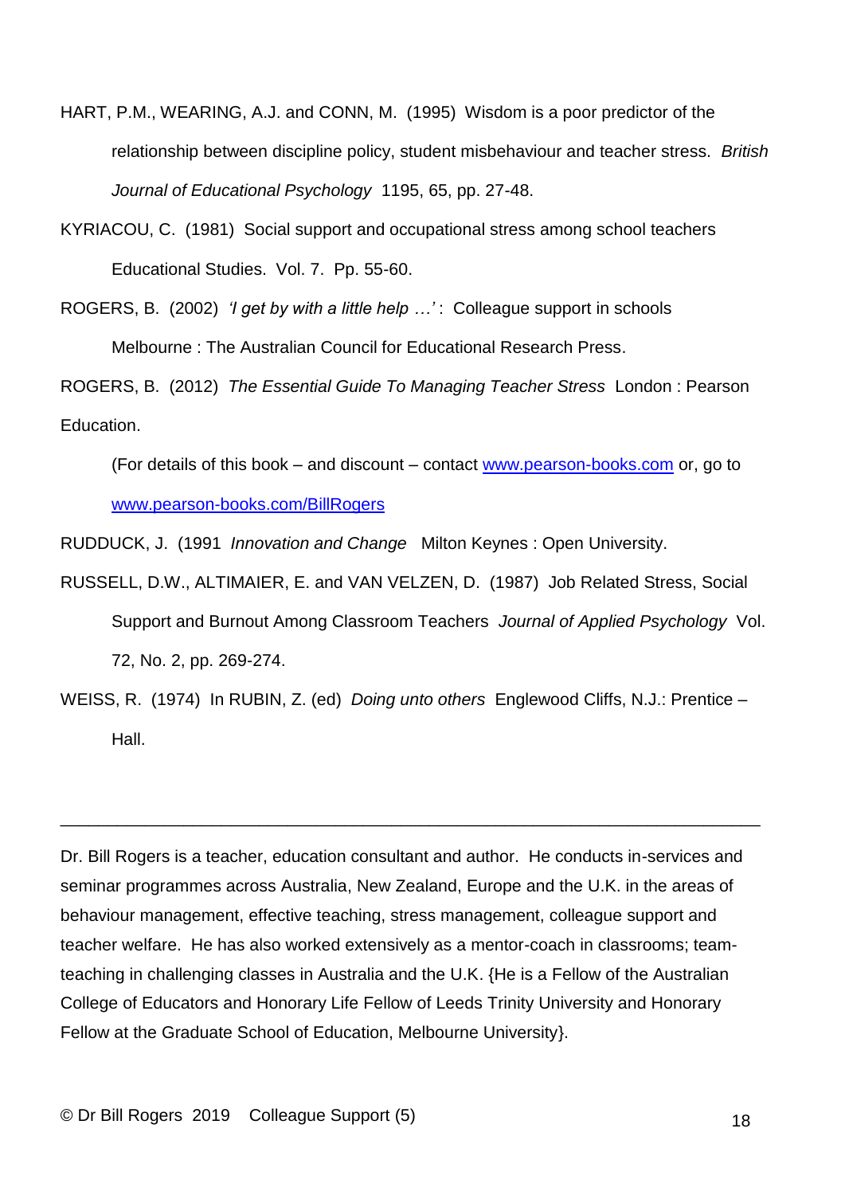HART, P.M., WEARING, A.J. and CONN, M. (1995) Wisdom is a poor predictor of the relationship between discipline policy, student misbehaviour and teacher stress. *British Journal of Educational Psychology* 1195, 65, pp. 27-48.

KYRIACOU, C. (1981) Social support and occupational stress among school teachers Educational Studies. Vol. 7. Pp. 55-60.

ROGERS, B. (2002) *'I get by with a little help …'* : Colleague support in schools Melbourne : The Australian Council for Educational Research Press.

ROGERS, B. (2012) *The Essential Guide To Managing Teacher Stress* London : Pearson Education.

(For details of this book – and discount – contact [www.pearson-books.com](http://www.pearson-books.com) or, go to [www.pearson-books.com/BillRogers](http://www.pearson-books.com/BillRogers)

RUDDUCK, J. (1991 *Innovation and Change* Milton Keynes : Open University.

RUSSELL, D.W., ALTIMAIER, E. and VAN VELZEN, D. (1987) Job Related Stress, Social Support and Burnout Among Classroom Teachers *Journal of Applied Psychology* Vol. 72, No. 2, pp. 269-274.

WEISS, R. (1974) In RUBIN, Z. (ed) *Doing unto others* Englewood Cliffs, N.J.: Prentice – Hall.

---

Dr. Bill Rogers is a teacher, education consultant and author. He conducts in-services and seminar programmes across Australia, New Zealand, Europe and the U.K. in the areas of behaviour management, effective teaching, stress management, colleague support and teacher welfare. He has also worked extensively as a mentor-coach in classrooms; team-teaching in challenging classes in Australia and the U.K. {He is a Fellow of the Australian College of Educators and Honorary Life Fellow of Leeds Trinity University and Honorary Fellow at the Graduate School of Education, Melbourne University}.